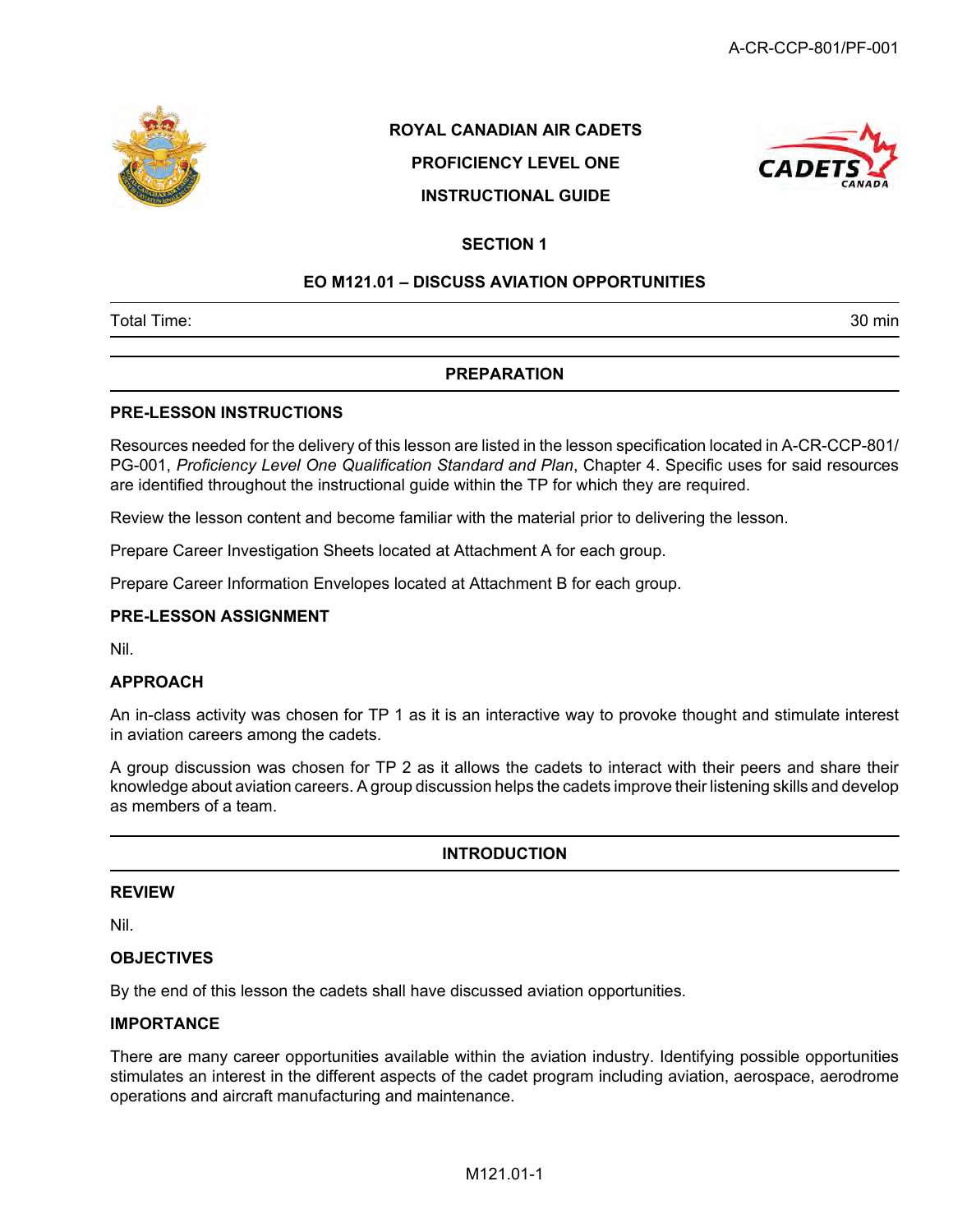**ROYAL CANADIAN AIR CADETS**

**PROFICIENCY LEVEL ONE**

**INSTRUCTIONAL GUIDE**

## SECTION 1

## EO M121.01 – DISCUSS AVIATION OPPORTUNITIES

| Total Time: | 30 min |
|---|---|

## PREPARATION

### PRE-LESSON INSTRUCTIONS

Resources needed for the delivery of this lesson are listed in the lesson specification located in A-CR-CCP-801/PG-001, *Proficiency Level One Qualification Standard and Plan*, Chapter 4. Specific uses for said resources are identified throughout the instructional guide within the TP for which they are required.

Review the lesson content and become familiar with the material prior to delivering the lesson.

Prepare Career Investigation Sheets located at Attachment A for each group.

Prepare Career Information Envelopes located at Attachment B for each group.

### PRE-LESSON ASSIGNMENT

Nil.

### APPROACH

An in-class activity was chosen for TP 1 as it is an interactive way to provoke thought and stimulate interest in aviation careers among the cadets.

A group discussion was chosen for TP 2 as it allows the cadets to interact with their peers and share their knowledge about aviation careers. A group discussion helps the cadets improve their listening skills and develop as members of a team.

## INTRODUCTION

### REVIEW

Nil.

### OBJECTIVES

By the end of this lesson the cadets shall have discussed aviation opportunities.

### IMPORTANCE

There are many career opportunities available within the aviation industry. Identifying possible opportunities stimulates an interest in the different aspects of the cadet program including aviation, aerospace, aerodrome operations and aircraft manufacturing and maintenance.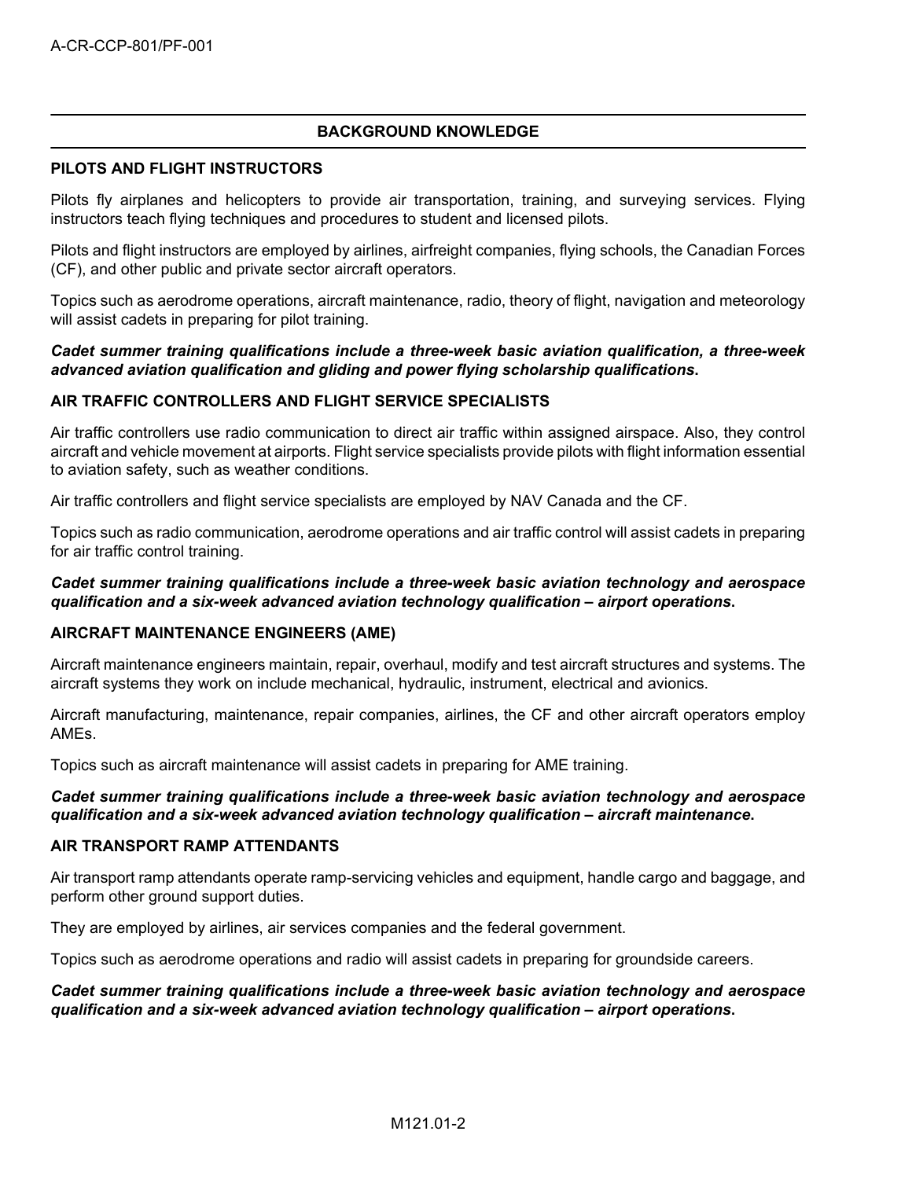## BACKGROUND KNOWLEDGE

### PILOTS AND FLIGHT INSTRUCTORS

Pilots fly airplanes and helicopters to provide air transportation, training, and surveying services. Flying instructors teach flying techniques and procedures to student and licensed pilots.

Pilots and flight instructors are employed by airlines, airfreight companies, flying schools, the Canadian Forces (CF), and other public and private sector aircraft operators.

Topics such as aerodrome operations, aircraft maintenance, radio, theory of flight, navigation and meteorology will assist cadets in preparing for pilot training.

***Cadet summer training qualifications include a three-week basic aviation qualification, a three-week advanced aviation qualification and gliding and power flying scholarship qualifications.***

### AIR TRAFFIC CONTROLLERS AND FLIGHT SERVICE SPECIALISTS

Air traffic controllers use radio communication to direct air traffic within assigned airspace. Also, they control aircraft and vehicle movement at airports. Flight service specialists provide pilots with flight information essential to aviation safety, such as weather conditions.

Air traffic controllers and flight service specialists are employed by NAV Canada and the CF.

Topics such as radio communication, aerodrome operations and air traffic control will assist cadets in preparing for air traffic control training.

***Cadet summer training qualifications include a three-week basic aviation technology and aerospace qualification and a six-week advanced aviation technology qualification – airport operations.***

### AIRCRAFT MAINTENANCE ENGINEERS (AME)

Aircraft maintenance engineers maintain, repair, overhaul, modify and test aircraft structures and systems. The aircraft systems they work on include mechanical, hydraulic, instrument, electrical and avionics.

Aircraft manufacturing, maintenance, repair companies, airlines, the CF and other aircraft operators employ AMEs.

Topics such as aircraft maintenance will assist cadets in preparing for AME training.

***Cadet summer training qualifications include a three-week basic aviation technology and aerospace qualification and a six-week advanced aviation technology qualification – aircraft maintenance.***

### AIR TRANSPORT RAMP ATTENDANTS

Air transport ramp attendants operate ramp-servicing vehicles and equipment, handle cargo and baggage, and perform other ground support duties.

They are employed by airlines, air services companies and the federal government.

Topics such as aerodrome operations and radio will assist cadets in preparing for groundside careers.

***Cadet summer training qualifications include a three-week basic aviation technology and aerospace qualification and a six-week advanced aviation technology qualification – airport operations.***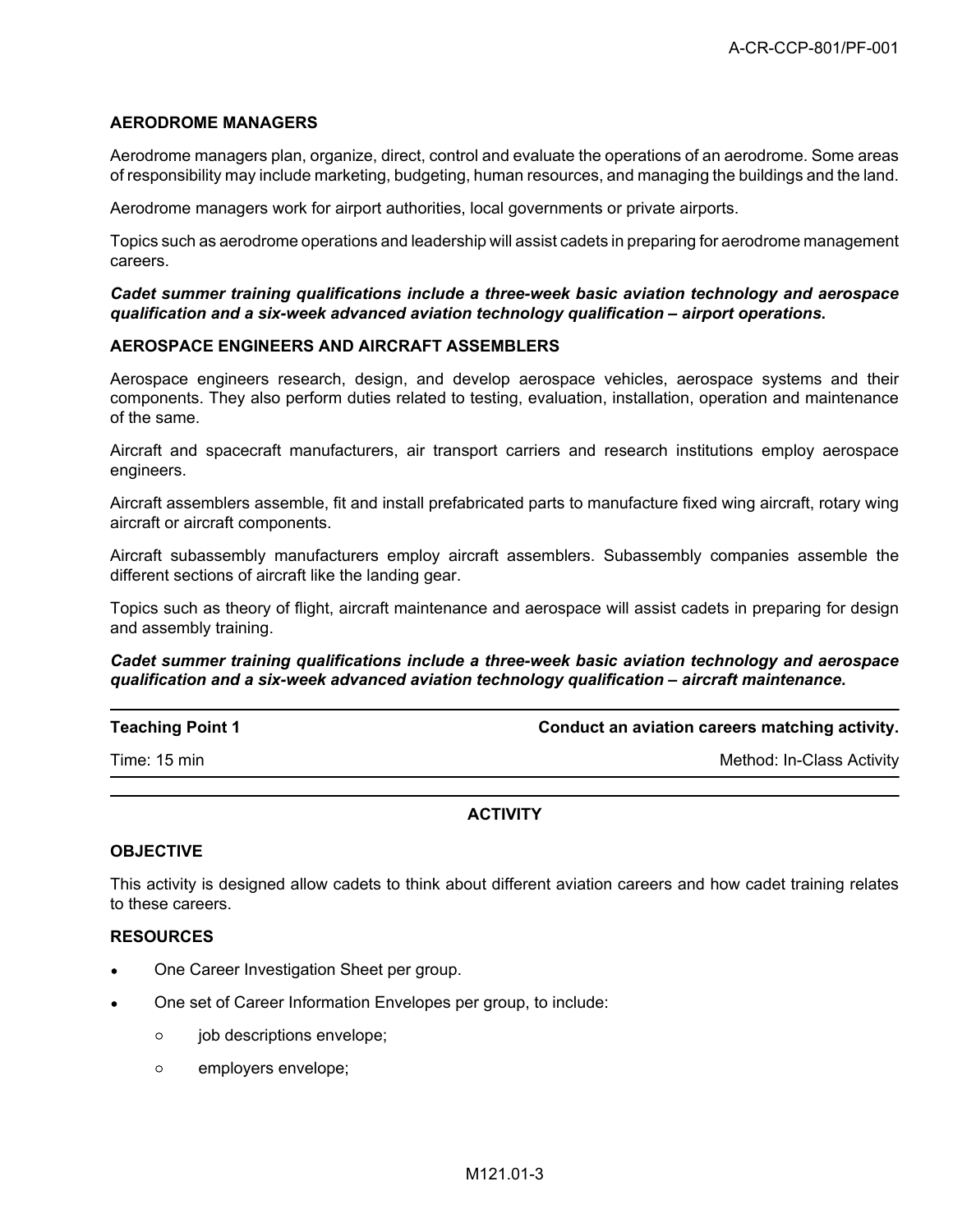### AERODROME MANAGERS

Aerodrome managers plan, organize, direct, control and evaluate the operations of an aerodrome. Some areas of responsibility may include marketing, budgeting, human resources, and managing the buildings and the land.

Aerodrome managers work for airport authorities, local governments or private airports.

Topics such as aerodrome operations and leadership will assist cadets in preparing for aerodrome management careers.

***Cadet summer training qualifications include a three-week basic aviation technology and aerospace qualification and a six-week advanced aviation technology qualification – airport operations.***

### AEROSPACE ENGINEERS AND AIRCRAFT ASSEMBLERS

Aerospace engineers research, design, and develop aerospace vehicles, aerospace systems and their components. They also perform duties related to testing, evaluation, installation, operation and maintenance of the same.

Aircraft and spacecraft manufacturers, air transport carriers and research institutions employ aerospace engineers.

Aircraft assemblers assemble, fit and install prefabricated parts to manufacture fixed wing aircraft, rotary wing aircraft or aircraft components.

Aircraft subassembly manufacturers employ aircraft assemblers. Subassembly companies assemble the different sections of aircraft like the landing gear.

Topics such as theory of flight, aircraft maintenance and aerospace will assist cadets in preparing for design and assembly training.

***Cadet summer training qualifications include a three-week basic aviation technology and aerospace qualification and a six-week advanced aviation technology qualification – aircraft maintenance.***

---

**Teaching Point 1** — **Conduct an aviation careers matching activity.**

Time: 15 min — Method: In-Class Activity

---

## ACTIVITY

### OBJECTIVE

This activity is designed allow cadets to think about different aviation careers and how cadet training relates to these careers.

### RESOURCES

- One Career Investigation Sheet per group.
- One set of Career Information Envelopes per group, to include:
  - job descriptions envelope;
  - employers envelope;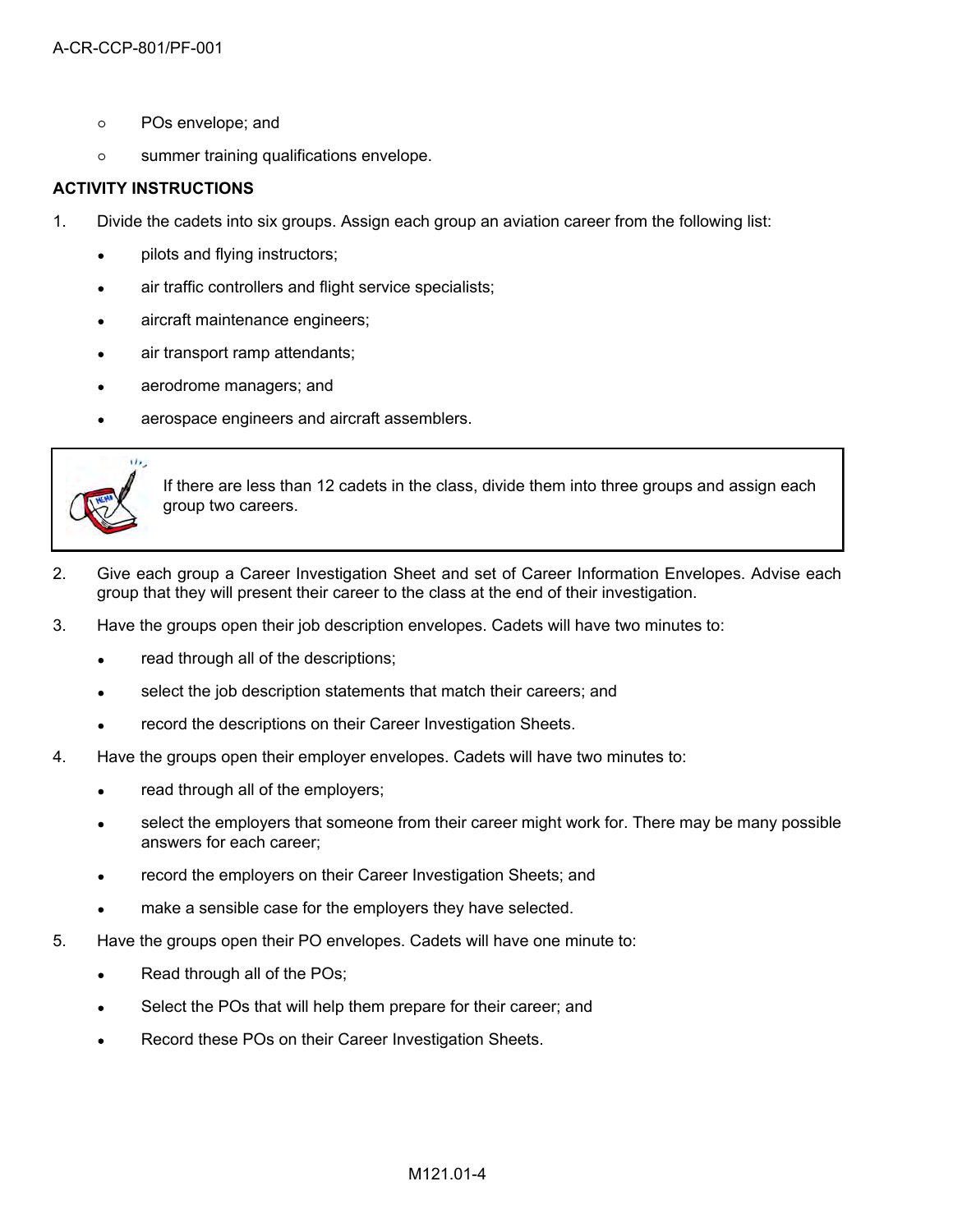- POs envelope; and
- summer training qualifications envelope.

**ACTIVITY INSTRUCTIONS**

1. Divide the cadets into six groups. Assign each group an aviation career from the following list:
   - pilots and flying instructors;
   - air traffic controllers and flight service specialists;
   - aircraft maintenance engineers;
   - air transport ramp attendants;
   - aerodrome managers; and
   - aerospace engineers and aircraft assemblers.

> If there are less than 12 cadets in the class, divide them into three groups and assign each group two careers.

2. Give each group a Career Investigation Sheet and set of Career Information Envelopes. Advise each group that they will present their career to the class at the end of their investigation.
3. Have the groups open their job description envelopes. Cadets will have two minutes to:
   - read through all of the descriptions;
   - select the job description statements that match their careers; and
   - record the descriptions on their Career Investigation Sheets.
4. Have the groups open their employer envelopes. Cadets will have two minutes to:
   - read through all of the employers;
   - select the employers that someone from their career might work for. There may be many possible answers for each career;
   - record the employers on their Career Investigation Sheets; and
   - make a sensible case for the employers they have selected.
5. Have the groups open their PO envelopes. Cadets will have one minute to:
   - Read through all of the POs;
   - Select the POs that will help them prepare for their career; and
   - Record these POs on their Career Investigation Sheets.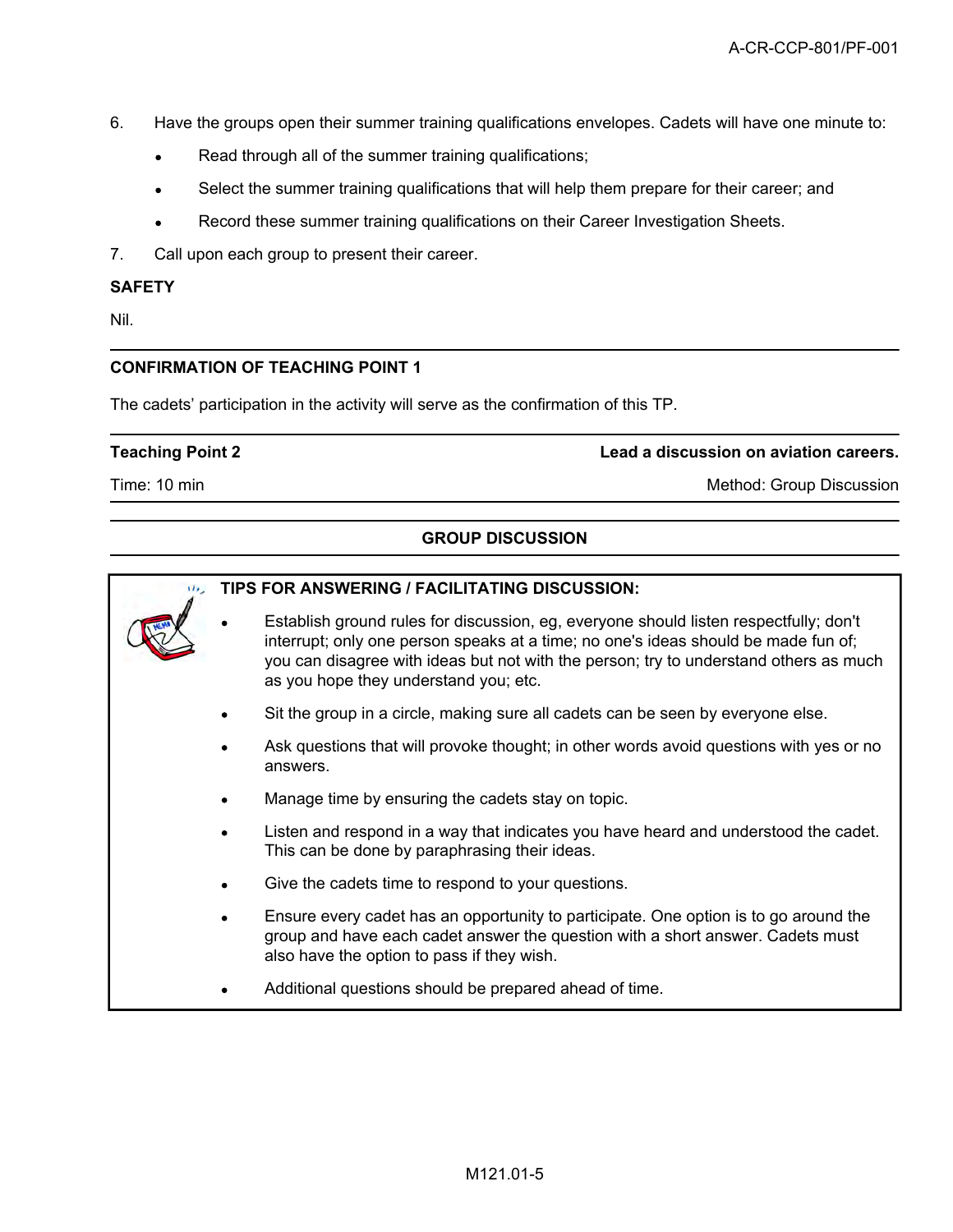6. Have the groups open their summer training qualifications envelopes. Cadets will have one minute to:
   - Read through all of the summer training qualifications;
   - Select the summer training qualifications that will help them prepare for their career; and
   - Record these summer training qualifications on their Career Investigation Sheets.
7. Call upon each group to present their career.

**SAFETY**

Nil.

---

**CONFIRMATION OF TEACHING POINT 1**

The cadets' participation in the activity will serve as the confirmation of this TP.

---

| **Teaching Point 2** | **Lead a discussion on aviation careers.** |
|---|---|
| Time: 10 min | Method: Group Discussion |

---

**GROUP DISCUSSION**

---

**TIPS FOR ANSWERING / FACILITATING DISCUSSION:**

- Establish ground rules for discussion, eg, everyone should listen respectfully; don't interrupt; only one person speaks at a time; no one's ideas should be made fun of; you can disagree with ideas but not with the person; try to understand others as much as you hope they understand you; etc.
- Sit the group in a circle, making sure all cadets can be seen by everyone else.
- Ask questions that will provoke thought; in other words avoid questions with yes or no answers.
- Manage time by ensuring the cadets stay on topic.
- Listen and respond in a way that indicates you have heard and understood the cadet. This can be done by paraphrasing their ideas.
- Give the cadets time to respond to your questions.
- Ensure every cadet has an opportunity to participate. One option is to go around the group and have each cadet answer the question with a short answer. Cadets must also have the option to pass if they wish.
- Additional questions should be prepared ahead of time.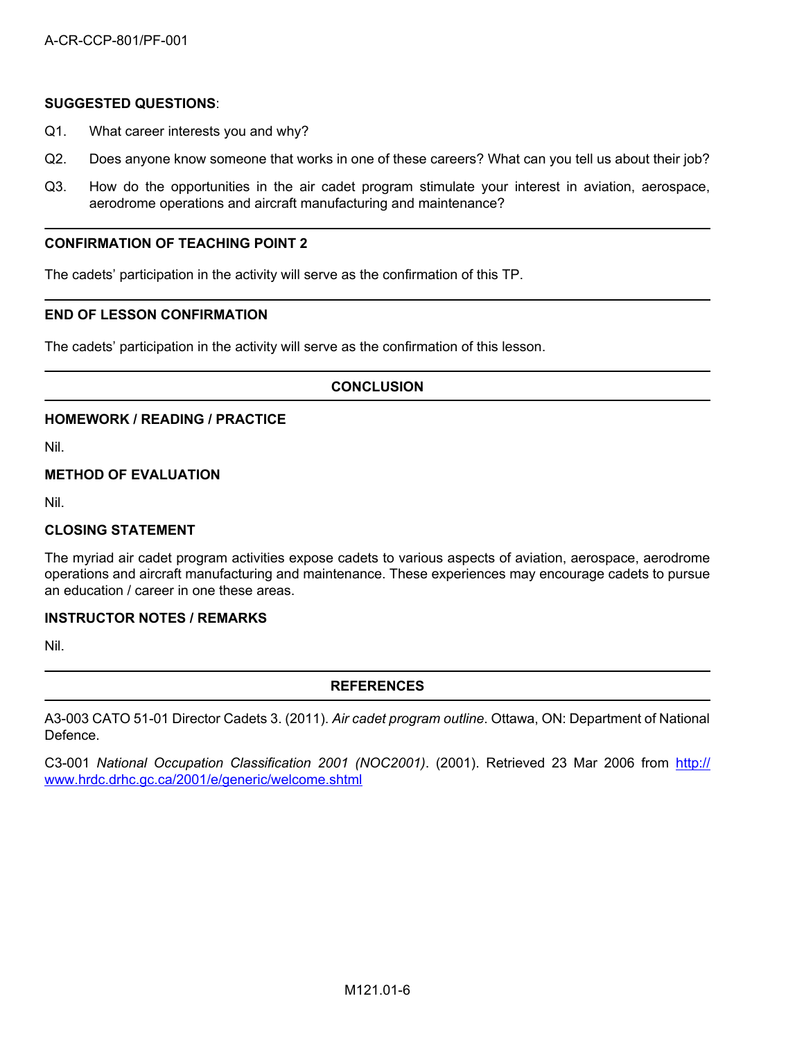**SUGGESTED QUESTIONS**:

Q1. What career interests you and why?

Q2. Does anyone know someone that works in one of these careers? What can you tell us about their job?

Q3. How do the opportunities in the air cadet program stimulate your interest in aviation, aerospace, aerodrome operations and aircraft manufacturing and maintenance?

---

**CONFIRMATION OF TEACHING POINT 2**

The cadets' participation in the activity will serve as the confirmation of this TP.

---

**END OF LESSON CONFIRMATION**

The cadets' participation in the activity will serve as the confirmation of this lesson.

---

## CONCLUSION

**HOMEWORK / READING / PRACTICE**

Nil.

**METHOD OF EVALUATION**

Nil.

**CLOSING STATEMENT**

The myriad air cadet program activities expose cadets to various aspects of aviation, aerospace, aerodrome operations and aircraft manufacturing and maintenance. These experiences may encourage cadets to pursue an education / career in one these areas.

**INSTRUCTOR NOTES / REMARKS**

Nil.

---

## REFERENCES

A3-003 CATO 51-01 Director Cadets 3. (2011). *Air cadet program outline*. Ottawa, ON: Department of National Defence.

C3-001 *National Occupation Classification 2001 (NOC2001)*. (2001). Retrieved 23 Mar 2006 from http://www.hrdc.drhc.gc.ca/2001/e/generic/welcome.shtml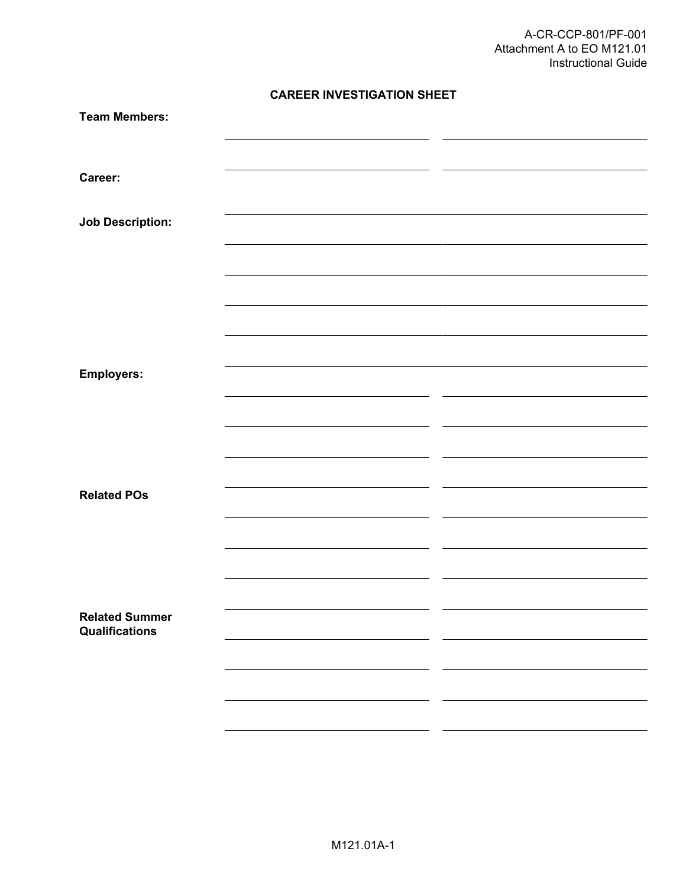A-CR-CCP-801/PF-001
Attachment A to EO M121.01
Instructional Guide

## CAREER INVESTIGATION SHEET

**Team Members:** ______________________________ ______________________________

______________________________ ______________________________

**Career:** ____________________________________________________________

**Job Description:** ____________________________________________________________

____________________________________________________________

____________________________________________________________

____________________________________________________________

____________________________________________________________

**Employers:** ______________________________ ______________________________

______________________________ ______________________________

______________________________ ______________________________

______________________________ ______________________________

**Related POs** ______________________________ ______________________________

______________________________ ______________________________

______________________________ ______________________________

______________________________ ______________________________

**Related Summer Qualifications** ______________________________ ______________________________

______________________________ ______________________________

______________________________ ______________________________

______________________________ ______________________________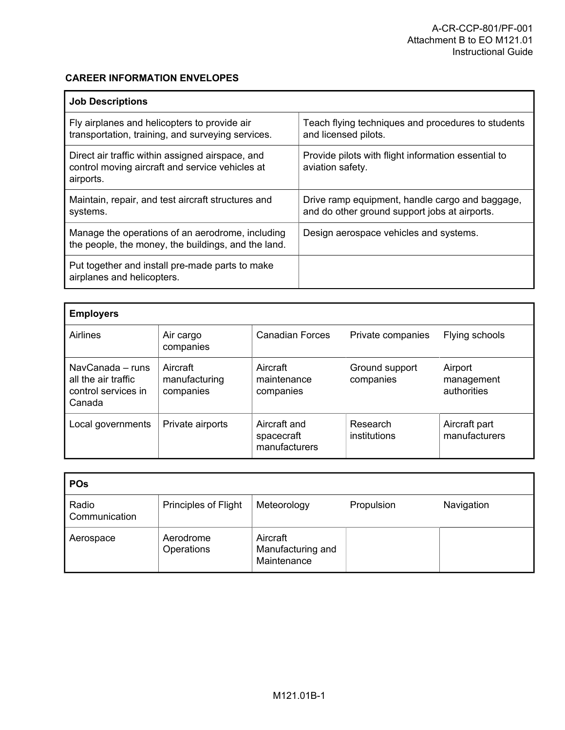## CAREER INFORMATION ENVELOPES

| Job Descriptions | |
|---|---|
| Fly airplanes and helicopters to provide air transportation, training, and surveying services. | Teach flying techniques and procedures to students and licensed pilots. |
| Direct air traffic within assigned airspace, and control moving aircraft and service vehicles at airports. | Provide pilots with flight information essential to aviation safety. |
| Maintain, repair, and test aircraft structures and systems. | Drive ramp equipment, handle cargo and baggage, and do other ground support jobs at airports. |
| Manage the operations of an aerodrome, including the people, the money, the buildings, and the land. | Design aerospace vehicles and systems. |
| Put together and install pre-made parts to make airplanes and helicopters. | |

| Employers | | | | |
|---|---|---|---|---|
| Airlines | Air cargo companies | Canadian Forces | Private companies | Flying schools |
| NavCanada – runs all the air traffic control services in Canada | Aircraft manufacturing companies | Aircraft maintenance companies | Ground support companies | Airport management authorities |
| Local governments | Private airports | Aircraft and spacecraft manufacturers | Research institutions | Aircraft part manufacturers |

| POs | | | | |
|---|---|---|---|---|
| Radio Communication | Principles of Flight | Meteorology | Propulsion | Navigation |
| Aerospace | Aerodrome Operations | Aircraft Manufacturing and Maintenance | | |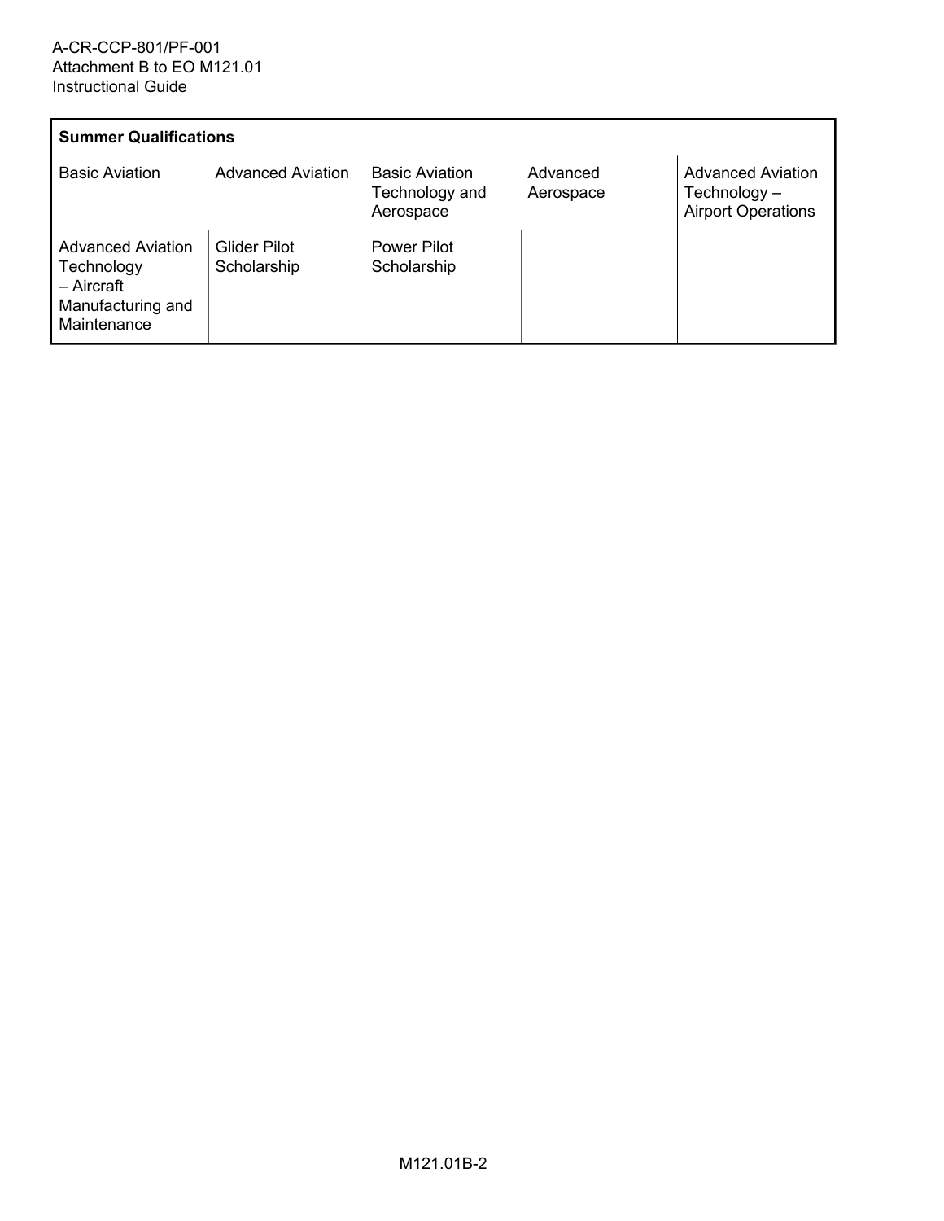| Summary Qualifications | | | | |
|---|---|---|---|---|
| Basic Aviation | Advanced Aviation | Basic Aviation Technology and Aerospace | Advanced Aerospace | Advanced Aviation Technology – Airport Operations |
| Advanced Aviation Technology – Aircraft Manufacturing and Maintenance | Glider Pilot Scholarship | Power Pilot Scholarship | | |

| Summer Qualifications | | | | |
|---|---|---|---|---|
| Basic Aviation | Advanced Aviation | Basic Aviation Technology and Aerospace | Advanced Aerospace | Advanced Aviation Technology – Airport Operations |
| Advanced Aviation Technology – Aircraft Manufacturing and Maintenance | Glider Pilot Scholarship | Power Pilot Scholarship | | |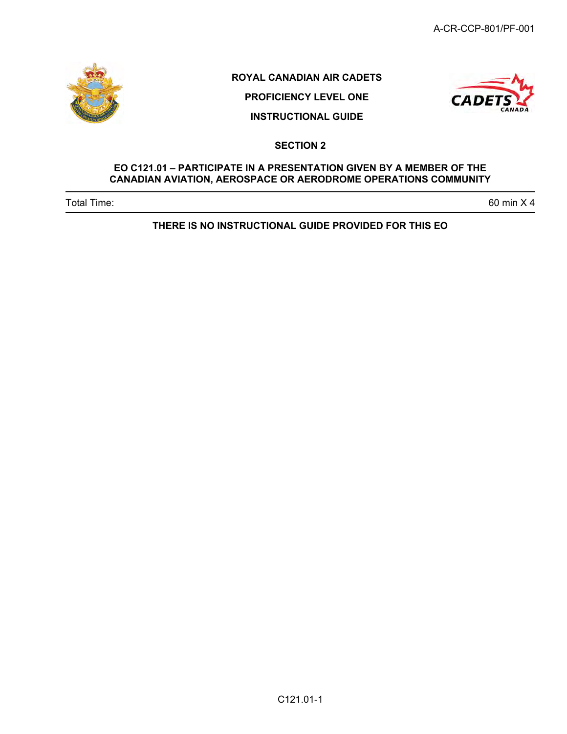**ROYAL CANADIAN AIR CADETS**

**PROFICIENCY LEVEL ONE**

**INSTRUCTIONAL GUIDE**

**SECTION 2**

**EO C121.01 – PARTICIPATE IN A PRESENTATION GIVEN BY A MEMBER OF THE CANADIAN AVIATION, AEROSPACE OR AERODROME OPERATIONS COMMUNITY**

| Total Time: | 60 min X 4 |
| --- | --- |

**THERE IS NO INSTRUCTIONAL GUIDE PROVIDED FOR THIS EO**